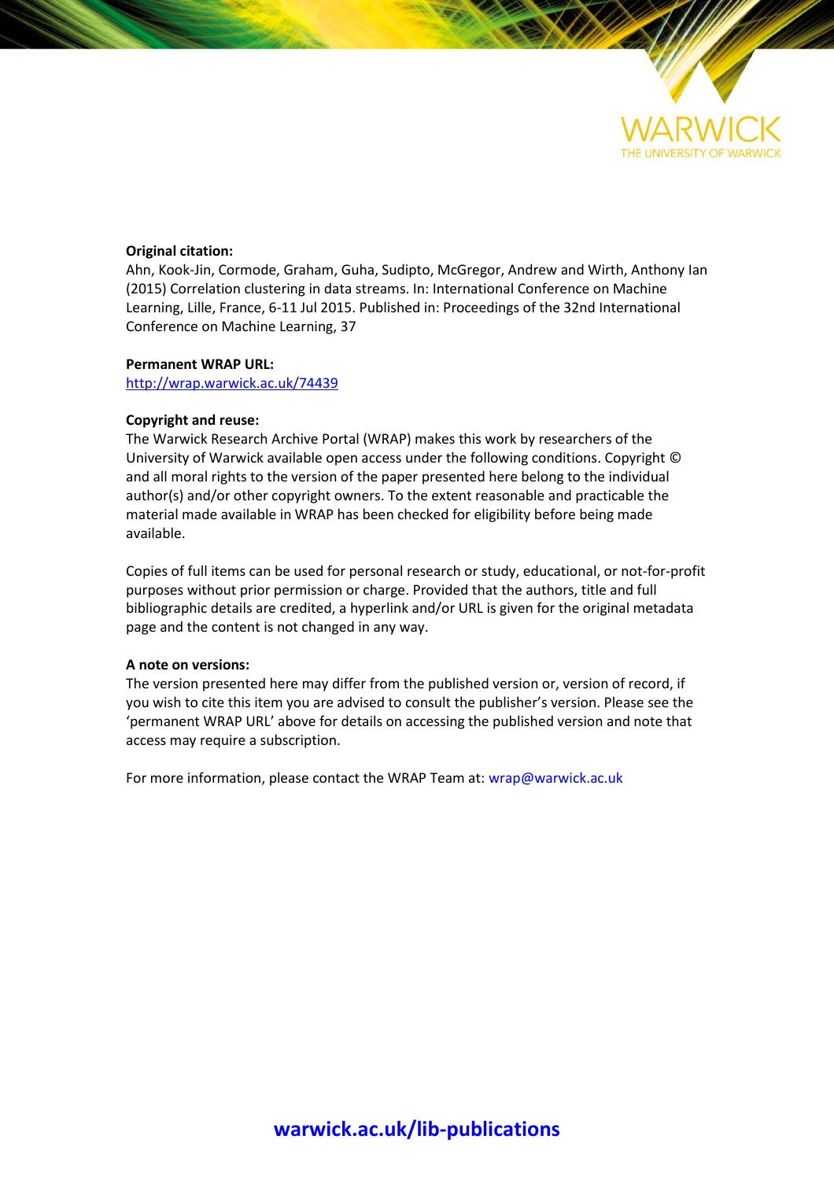WARWICK
THE UNIVERSITY OF WARWICK

**Original citation:**
Ahn, Kook-Jin, Cormode, Graham, Guha, Sudipto, McGregor, Andrew and Wirth, Anthony Ian (2015) Correlation clustering in data streams. In: International Conference on Machine Learning, Lille, France, 6-11 Jul 2015. Published in: Proceedings of the 32nd International Conference on Machine Learning, 37

**Permanent WRAP URL:**
http://wrap.warwick.ac.uk/74439

**Copyright and reuse:**
The Warwick Research Archive Portal (WRAP) makes this work by researchers of the University of Warwick available open access under the following conditions. Copyright © and all moral rights to the version of the paper presented here belong to the individual author(s) and/or other copyright owners. To the extent reasonable and practicable the material made available in WRAP has been checked for eligibility before being made available.

Copies of full items can be used for personal research or study, educational, or not-for-profit purposes without prior permission or charge. Provided that the authors, title and full bibliographic details are credited, a hyperlink and/or URL is given for the original metadata page and the content is not changed in any way.

**A note on versions:**
The version presented here may differ from the published version or, version of record, if you wish to cite this item you are advised to consult the publisher's version. Please see the 'permanent WRAP URL' above for details on accessing the published version and note that access may require a subscription.

For more information, please contact the WRAP Team at: wrap@warwick.ac.uk

**warwick.ac.uk/lib-publications**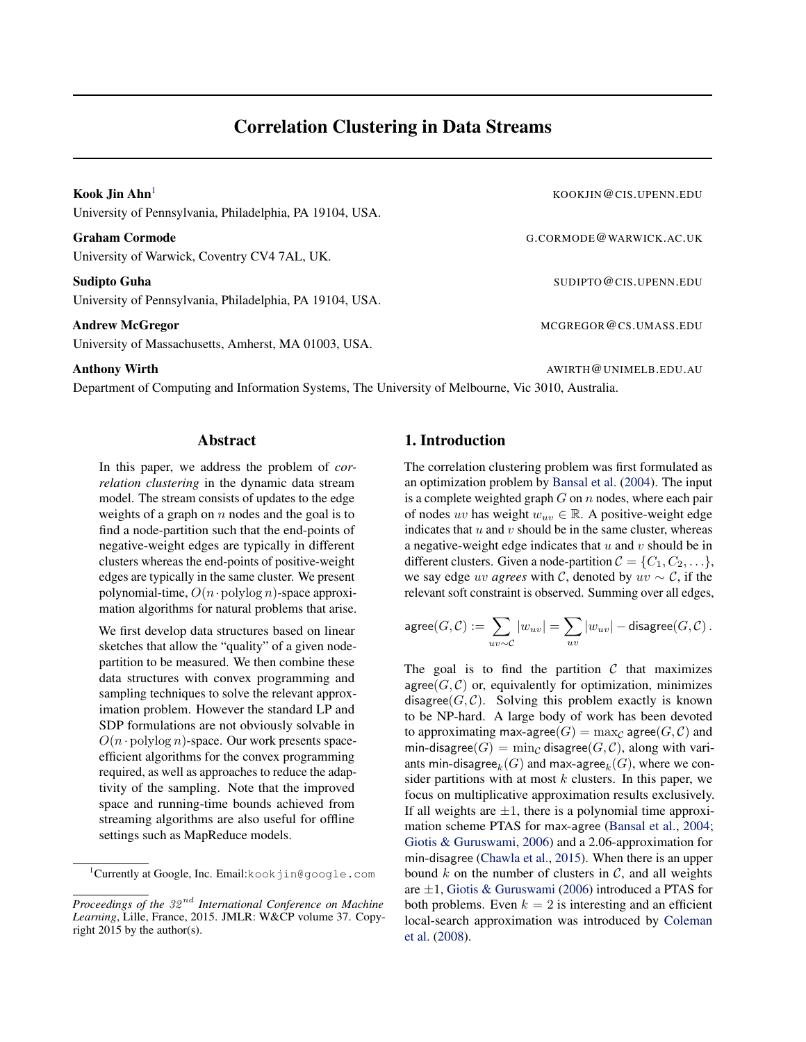# Correlation Clustering in Data Streams

**Kook Jin Ahn**[1] KOOKJIN@CIS.UPENN.EDU
University of Pennsylvania, Philadelphia, PA 19104, USA.

**Graham Cormode** G.CORMODE@WARWICK.AC.UK
University of Warwick, Coventry CV4 7AL, UK.

**Sudipto Guha** SUDIPTO@CIS.UPENN.EDU
University of Pennsylvania, Philadelphia, PA 19104, USA.

**Andrew McGregor** MCGREGOR@CS.UMASS.EDU
University of Massachusetts, Amherst, MA 01003, USA.

**Anthony Wirth** AWIRTH@UNIMELB.EDU.AU
Department of Computing and Information Systems, The University of Melbourne, Vic 3010, Australia.

## Abstract

In this paper, we address the problem of *correlation clustering* in the dynamic data stream model. The stream consists of updates to the edge weights of a graph on $n$ nodes and the goal is to find a node-partition such that the end-points of negative-weight edges are typically in different clusters whereas the end-points of positive-weight edges are typically in the same cluster. We present polynomial-time, $O(n \cdot \operatorname{polylog} n)$-space approximation algorithms for natural problems that arise.

We first develop data structures based on linear sketches that allow the "quality" of a given node-partition to be measured. We then combine these data structures with convex programming and sampling techniques to solve the relevant approximation problem. However the standard LP and SDP formulations are not obviously solvable in $O(n \cdot \operatorname{polylog} n)$-space. Our work presents space-efficient algorithms for the convex programming required, as well as approaches to reduce the adaptivity of the sampling. Note that the improved space and running-time bounds achieved from streaming algorithms are also useful for offline settings such as MapReduce models.

## 1. Introduction

The correlation clustering problem was first formulated as an optimization problem by Bansal et al. (2004). The input is a complete weighted graph $G$ on $n$ nodes, where each pair of nodes $uv$ has weight $w_{uv} \in \mathbb{R}$. A positive-weight edge indicates that $u$ and $v$ should be in the same cluster, whereas a negative-weight edge indicates that $u$ and $v$ should be in different clusters. Given a node-partition $\mathcal{C} = \{C_1, C_2, \ldots\}$, we say edge $uv$ *agrees* with $\mathcal{C}$, denoted by $uv \sim \mathcal{C}$, if the relevant soft constraint is observed. Summing over all edges,

$$\mathsf{agree}(G, \mathcal{C}) := \sum_{uv \sim \mathcal{C}} |w_{uv}| = \sum_{uv} |w_{uv}| - \mathsf{disagree}(G, \mathcal{C}) \,.$$

The goal is to find the partition $\mathcal{C}$ that maximizes $\mathsf{agree}(G, \mathcal{C})$ or, equivalently for optimization, minimizes $\mathsf{disagree}(G, \mathcal{C})$. Solving this problem exactly is known to be NP-hard. A large body of work has been devoted to approximating $\mathsf{max\text{-}agree}(G) = \max_{\mathcal{C}} \mathsf{agree}(G, \mathcal{C})$ and $\mathsf{min\text{-}disagree}(G) = \min_{\mathcal{C}} \mathsf{disagree}(G, \mathcal{C})$, along with variants $\mathsf{min\text{-}disagree}_k(G)$ and $\mathsf{max\text{-}agree}_k(G)$, where we consider partitions with at most $k$ clusters. In this paper, we focus on multiplicative approximation results exclusively. If all weights are $\pm 1$, there is a polynomial time approximation scheme PTAS for max-agree (Bansal et al., 2004; Giotis & Guruswami, 2006) and a 2.06-approximation for min-disagree (Chawla et al., 2015). When there is an upper bound $k$ on the number of clusters in $\mathcal{C}$, and all weights are $\pm 1$, Giotis & Guruswami (2006) introduced a PTAS for both problems. Even $k = 2$ is interesting and an efficient local-search approximation was introduced by Coleman et al. (2008).

---

[1] Currently at Google, Inc. Email: kookjin@google.com

*Proceedings of the $32^{nd}$ International Conference on Machine Learning*, Lille, France, 2015. JMLR: W&CP volume 37. Copyright 2015 by the author(s).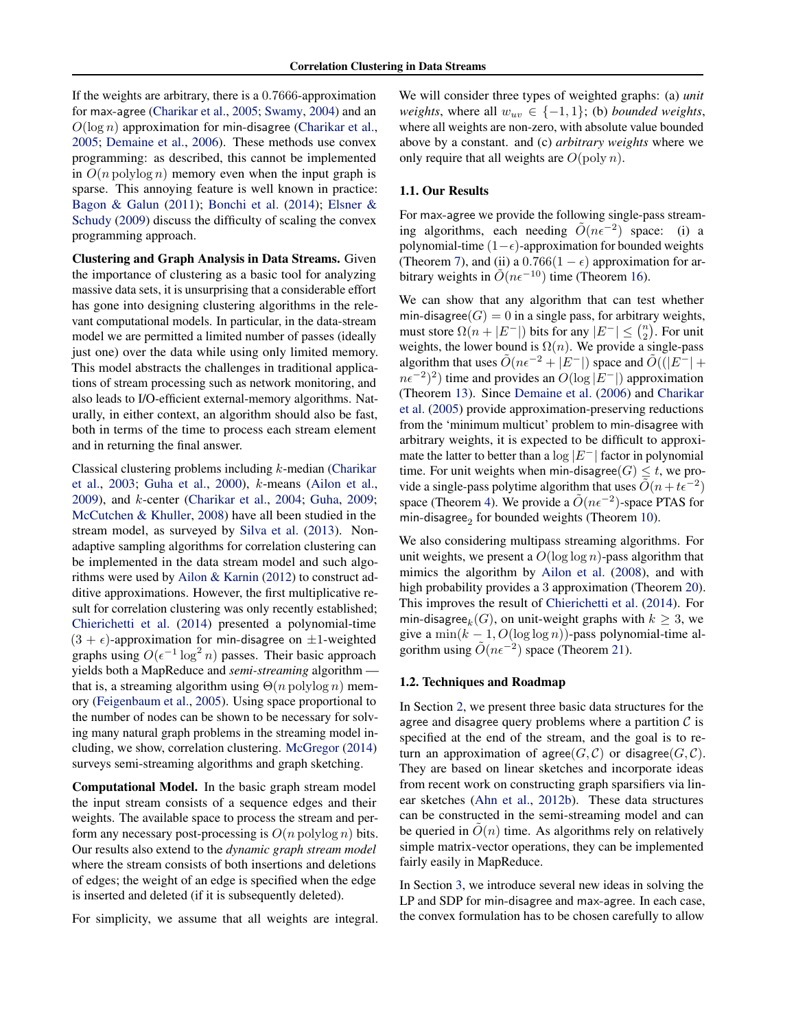If the weights are arbitrary, there is a $0.7666$-approximation for max-agree (Charikar et al., 2005; Swamy, 2004) and an $O(\log n)$ approximation for min-disagree (Charikar et al., 2005; Demaine et al., 2006). These methods use convex programming: as described, this cannot be implemented in $O(n \operatorname{polylog} n)$ memory even when the input graph is sparse. This annoying feature is well known in practice: Bagon & Galun (2011); Bonchi et al. (2014); Elsner & Schudy (2009) discuss the difficulty of scaling the convex programming approach.

**Clustering and Graph Analysis in Data Streams.** Given the importance of clustering as a basic tool for analyzing massive data sets, it is unsurprising that a considerable effort has gone into designing clustering algorithms in the relevant computational models. In particular, in the data-stream model we are permitted a limited number of passes (ideally just one) over the data while using only limited memory. This model abstracts the challenges in traditional applications of stream processing such as network monitoring, and also leads to I/O-efficient external-memory algorithms. Naturally, in either context, an algorithm should also be fast, both in terms of the time to process each stream element and in returning the final answer.

Classical clustering problems including $k$-median (Charikar et al., 2003; Guha et al., 2000), $k$-means (Ailon et al., 2009), and $k$-center (Charikar et al., 2004; Guha, 2009; McCutchen & Khuller, 2008) have all been studied in the stream model, as surveyed by Silva et al. (2013). Non-adaptive sampling algorithms for correlation clustering can be implemented in the data stream model and such algorithms were used by Ailon & Karnin (2012) to construct additive approximations. However, the first multiplicative result for correlation clustering was only recently established; Chierichetti et al. (2014) presented a polynomial-time $(3+\epsilon)$-approximation for min-disagree on $\pm 1$-weighted graphs using $O(\epsilon^{-1} \log^2 n)$ passes. Their basic approach yields both a MapReduce and *semi-streaming* algorithm — that is, a streaming algorithm using $\Theta(n \operatorname{polylog} n)$ memory (Feigenbaum et al., 2005). Using space proportional to the number of nodes can be shown to be necessary for solving many natural graph problems in the streaming model including, we show, correlation clustering. McGregor (2014) surveys semi-streaming algorithms and graph sketching.

**Computational Model.** In the basic graph stream model the input stream consists of a sequence edges and their weights. The available space to process the stream and perform any necessary post-processing is $O(n \operatorname{polylog} n)$ bits. Our results also extend to the *dynamic graph stream model* where the stream consists of both insertions and deletions of edges; the weight of an edge is specified when the edge is inserted and deleted (if it is subsequently deleted).

For simplicity, we assume that all weights are integral. We will consider three types of weighted graphs: (a) *unit weights*, where all $w_{uv} \in \{-1, 1\}$; (b) *bounded weights*, where all weights are non-zero, with absolute value bounded above by a constant. and (c) *arbitrary weights* where we only require that all weights are $O(\operatorname{poly} n)$.

### 1.1. Our Results

For max-agree we provide the following single-pass streaming algorithms, each needing $\tilde{O}(n\epsilon^{-2})$ space: (i) a polynomial-time $(1-\epsilon)$-approximation for bounded weights (Theorem 7), and (ii) a $0.766(1-\epsilon)$ approximation for arbitrary weights in $\tilde{O}(n\epsilon^{-10})$ time (Theorem 16).

We can show that any algorithm that can test whether $\text{min-disagree}(G) = 0$ in a single pass, for arbitrary weights, must store $\Omega(n + |E^-|)$ bits for any $|E^-| \leq \binom{n}{2}$. For unit weights, the lower bound is $\Omega(n)$. We provide a single-pass algorithm that uses $\tilde{O}(n\epsilon^{-2} + |E^-|)$ space and $\tilde{O}((|E^-| + n\epsilon^{-2})^2)$ time and provides an $O(\log |E^-|)$ approximation (Theorem 13). Since Demaine et al. (2006) and Charikar et al. (2005) provide approximation-preserving reductions from the 'minimum multicut' problem to min-disagree with arbitrary weights, it is expected to be difficult to approximate the latter to better than a $\log |E^-|$ factor in polynomial time. For unit weights when $\text{min-disagree}(G) \leq t$, we provide a single-pass polytime algorithm that uses $\tilde{O}(n + t\epsilon^{-2})$ space (Theorem 4). We provide a $\tilde{O}(n\epsilon^{-2})$-space PTAS for $\text{min-disagree}_2$ for bounded weights (Theorem 10).

We also considering multipass streaming algorithms. For unit weights, we present a $O(\log \log n)$-pass algorithm that mimics the algorithm by Ailon et al. (2008), and with high probability provides a 3 approximation (Theorem 20). This improves the result of Chierichetti et al. (2014). For $\text{min-disagree}_k(G)$, on unit-weight graphs with $k \geq 3$, we give a $\min(k-1, O(\log \log n))$-pass polynomial-time algorithm using $\tilde{O}(n\epsilon^{-2})$ space (Theorem 21).

### 1.2. Techniques and Roadmap

In Section 2, we present three basic data structures for the agree and disagree query problems where a partition $\mathcal{C}$ is specified at the end of the stream, and the goal is to return an approximation of $\text{agree}(G, \mathcal{C})$ or $\text{disagree}(G, \mathcal{C})$. They are based on linear sketches and incorporate ideas from recent work on constructing graph sparsifiers via linear sketches (Ahn et al., 2012b). These data structures can be constructed in the semi-streaming model and can be queried in $\tilde{O}(n)$ time. As algorithms rely on relatively simple matrix-vector operations, they can be implemented fairly easily in MapReduce.

In Section 3, we introduce several new ideas in solving the LP and SDP for min-disagree and max-agree. In each case, the convex formulation has to be chosen carefully to allow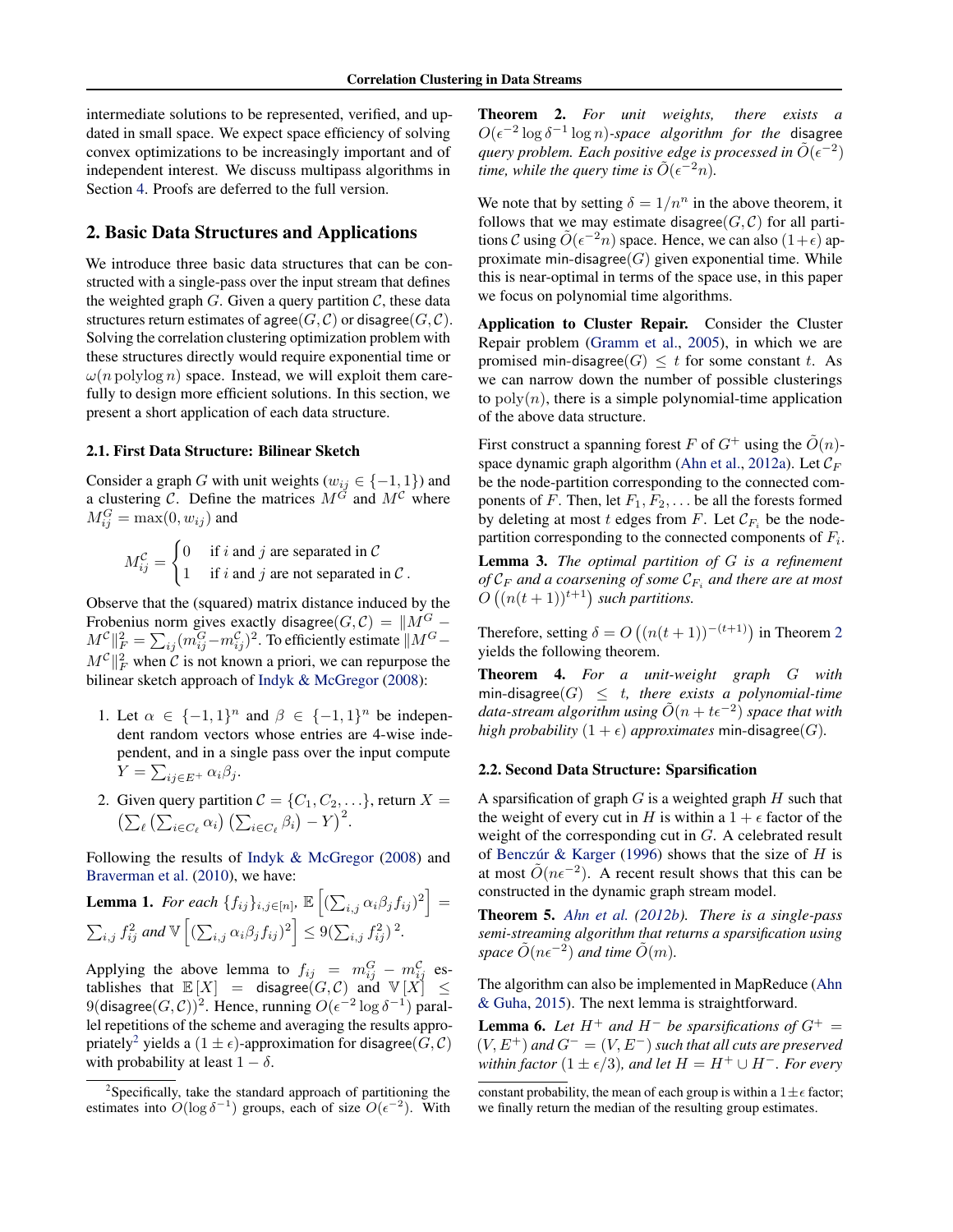intermediate solutions to be represented, verified, and updated in small space. We expect space efficiency of solving convex optimizations to be increasingly important and of independent interest. We discuss multipass algorithms in Section 4. Proofs are deferred to the full version.

## 2. Basic Data Structures and Applications

We introduce three basic data structures that can be constructed with a single-pass over the input stream that defines the weighted graph $G$. Given a query partition $\mathcal{C}$, these data structures return estimates of $\mathsf{agree}(G, \mathcal{C})$ or $\mathsf{disagree}(G, \mathcal{C})$. Solving the correlation clustering optimization problem with these structures directly would require exponential time or $\omega(n \operatorname{polylog} n)$ space. Instead, we will exploit them carefully to design more efficient solutions. In this section, we present a short application of each data structure.

### 2.1. First Data Structure: Bilinear Sketch

Consider a graph $G$ with unit weights ($w_{ij} \in \{-1, 1\}$) and a clustering $\mathcal{C}$. Define the matrices $M^G$ and $M^{\mathcal{C}}$ where $M^G_{ij} = \max(0, w_{ij})$ and

$$M^{\mathcal{C}}_{ij} = \begin{cases} 0 & \text{if } i \text{ and } j \text{ are separated in } \mathcal{C} \\ 1 & \text{if } i \text{ and } j \text{ are not separated in } \mathcal{C}\,. \end{cases}$$

Observe that the (squared) matrix distance induced by the Frobenius norm gives exactly $\mathsf{disagree}(G, \mathcal{C}) = \|M^G - M^{\mathcal{C}}\|_F^2 = \sum_{ij}(m^G_{ij} - m^{\mathcal{C}}_{ij})^2$. To efficiently estimate $\|M^G - M^{\mathcal{C}}\|_F^2$ when $\mathcal{C}$ is not known a priori, we can repurpose the bilinear sketch approach of Indyk & McGregor (2008):

1. Let $\alpha \in \{-1, 1\}^n$ and $\beta \in \{-1, 1\}^n$ be independent random vectors whose entries are 4-wise independent, and in a single pass over the input compute $Y = \sum_{ij \in E^+} \alpha_i \beta_j$.
2. Given query partition $\mathcal{C} = \{C_1, C_2, \ldots\}$, return $X = \left(\sum_\ell \left(\sum_{i \in C_\ell} \alpha_i\right)\left(\sum_{i \in C_\ell} \beta_i\right) - Y\right)^2$.

Following the results of Indyk & McGregor (2008) and Braverman et al. (2010), we have:

**Lemma 1.** *For each $\{f_{ij}\}_{i,j \in [n]}$, $\mathbb{E}\left[(\sum_{i,j} \alpha_i \beta_j f_{ij})^2\right] = \sum_{i,j} f_{ij}^2$ and $\mathbb{V}\left[(\sum_{i,j} \alpha_i \beta_j f_{ij})^2\right] \le 9(\sum_{i,j} f_{ij}^2)^2$.*

Applying the above lemma to $f_{ij} = m^G_{ij} - m^{\mathcal{C}}_{ij}$ establishes that $\mathbb{E}[X] = \mathsf{disagree}(G, \mathcal{C})$ and $\mathbb{V}[X] \le 9(\mathsf{disagree}(G, \mathcal{C}))^2$. Hence, running $O(\epsilon^{-2} \log \delta^{-1})$ parallel repetitions of the scheme and averaging the results appropriately[2] yields a $(1 \pm \epsilon)$-approximation for $\mathsf{disagree}(G, \mathcal{C})$ with probability at least $1 - \delta$.

[2] Specifically, take the standard approach of partitioning the estimates into $O(\log \delta^{-1})$ groups, each of size $O(\epsilon^{-2})$. With constant probability, the mean of each group is within a $1 \pm \epsilon$ factor; we finally return the median of the resulting group estimates.

**Theorem 2.** *For unit weights, there exists a $O(\epsilon^{-2} \log \delta^{-1} \log n)$-space algorithm for the $\mathsf{disagree}$ query problem. Each positive edge is processed in $\tilde{O}(\epsilon^{-2})$ time, while the query time is $\tilde{O}(\epsilon^{-2} n)$.*

We note that by setting $\delta = 1/n^n$ in the above theorem, it follows that we may estimate $\mathsf{disagree}(G, \mathcal{C})$ for all partitions $\mathcal{C}$ using $\tilde{O}(\epsilon^{-2} n)$ space. Hence, we can also $(1+\epsilon)$ approximate $\mathsf{min\text{-}disagree}(G)$ given exponential time. While this is near-optimal in terms of the space use, in this paper we focus on polynomial time algorithms.

**Application to Cluster Repair.** Consider the Cluster Repair problem (Gramm et al., 2005), in which we are promised $\mathsf{min\text{-}disagree}(G) \le t$ for some constant $t$. As we can narrow down the number of possible clusterings to $\operatorname{poly}(n)$, there is a simple polynomial-time application of the above data structure.

First construct a spanning forest $F$ of $G^+$ using the $\tilde{O}(n)$-space dynamic graph algorithm (Ahn et al., 2012a). Let $\mathcal{C}_F$ be the node-partition corresponding to the connected components of $F$. Then, let $F_1, F_2, \ldots$ be all the forests formed by deleting at most $t$ edges from $F$. Let $\mathcal{C}_{F_i}$ be the node-partition corresponding to the connected components of $F_i$.

**Lemma 3.** *The optimal partition of $G$ is a refinement of $\mathcal{C}_F$ and a coarsening of some $\mathcal{C}_{F_i}$ and there are at most $O\left((n(t+1))^{t+1}\right)$ such partitions.*

Therefore, setting $\delta = O\left((n(t+1))^{-(t+1)}\right)$ in Theorem 2 yields the following theorem.

**Theorem 4.** *For a unit-weight graph $G$ with $\mathsf{min\text{-}disagree}(G) \le t$, there exists a polynomial-time data-stream algorithm using $\tilde{O}(n + t\epsilon^{-2})$ space that with high probability $(1+\epsilon)$ approximates $\mathsf{min\text{-}disagree}(G)$.*

### 2.2. Second Data Structure: Sparsification

A sparsification of graph $G$ is a weighted graph $H$ such that the weight of every cut in $H$ is within a $1+\epsilon$ factor of the weight of the corresponding cut in $G$. A celebrated result of Benczúr & Karger (1996) shows that the size of $H$ is at most $\tilde{O}(n\epsilon^{-2})$. A recent result shows that this can be constructed in the dynamic graph stream model.

**Theorem 5.** *Ahn et al. (2012b). There is a single-pass semi-streaming algorithm that returns a sparsification using space $\tilde{O}(n\epsilon^{-2})$ and time $\tilde{O}(m)$.*

The algorithm can also be implemented in MapReduce (Ahn & Guha, 2015). The next lemma is straightforward.

**Lemma 6.** *Let $H^+$ and $H^-$ be sparsifications of $G^+ = (V, E^+)$ and $G^- = (V, E^-)$ such that all cuts are preserved within factor $(1 \pm \epsilon/3)$, and let $H = H^+ \cup H^-$. For every*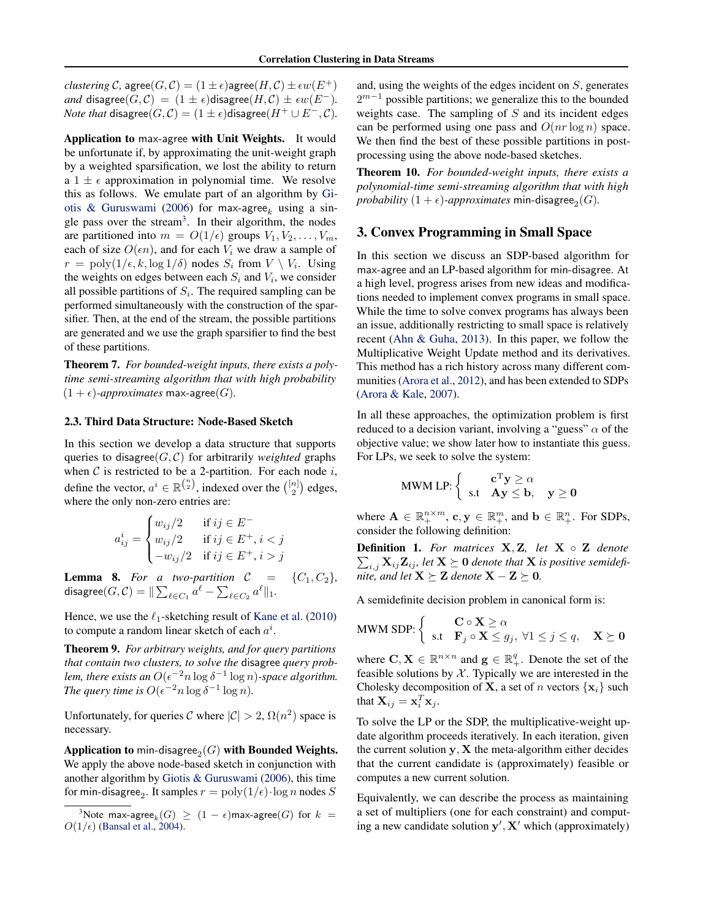*clustering* $\mathcal{C}$, $\mathsf{agree}(G, \mathcal{C}) = (1 \pm \epsilon)\mathsf{agree}(H, \mathcal{C}) \pm \epsilon w(E^+)$ *and* $\mathsf{disagree}(G, \mathcal{C}) = (1 \pm \epsilon)\mathsf{disagree}(H, \mathcal{C}) \pm \epsilon w(E^-)$. *Note that* $\mathsf{disagree}(G, \mathcal{C}) = (1 \pm \epsilon)\mathsf{disagree}(H^+ \cup E^-, \mathcal{C})$.

**Application to max-agree with Unit Weights.** It would be unfortunate if, by approximating the unit-weight graph by a weighted sparsification, we lost the ability to return a $1 \pm \epsilon$ approximation in polynomial time. We resolve this as follows. We emulate part of an algorithm by Giotis & Guruswami (2006) for $\mathsf{max\text{-}agree}_k$ using a single pass over the stream[3]. In their algorithm, the nodes are partitioned into $m = O(1/\epsilon)$ groups $V_1, V_2, \ldots, V_m$, each of size $O(\epsilon n)$, and for each $V_i$ we draw a sample of $r = \text{poly}(1/\epsilon, k, \log 1/\delta)$ nodes $S_i$ from $V \setminus V_i$. Using the weights on edges between each $S_i$ and $V_i$, we consider all possible partitions of $S_i$. The required sampling can be performed simultaneously with the construction of the sparsifier. Then, at the end of the stream, the possible partitions are generated and we use the graph sparsifier to find the best of these partitions.

**Theorem 7.** *For bounded-weight inputs, there exists a polytime semi-streaming algorithm that with high probability* $(1 + \epsilon)$*-approximates* $\mathsf{max\text{-}agree}(G)$.

### 2.3. Third Data Structure: Node-Based Sketch

In this section we develop a data structure that supports queries to $\mathsf{disagree}(G, \mathcal{C})$ for arbitrarily *weighted* graphs when $\mathcal{C}$ is restricted to be a 2-partition. For each node $i$, define the vector, $a^i \in \mathbb{R}^{\binom{n}{2}}$, indexed over the $\binom{[n]}{2}$ edges, where the only non-zero entries are:

$$a^i_{ij} = \begin{cases} w_{ij}/2 & \text{if } ij \in E^- \\ w_{ij}/2 & \text{if } ij \in E^+, i < j \\ -w_{ij}/2 & \text{if } ij \in E^+, i > j \end{cases}$$

**Lemma 8.** *For a two-partition* $\mathcal{C} = \{C_1, C_2\}$, $\mathsf{disagree}(G, \mathcal{C}) = \| \sum_{\ell \in C_1} a^\ell - \sum_{\ell \in C_2} a^\ell \|_1$.

Hence, we use the $\ell_1$-sketching result of Kane et al. (2010) to compute a random linear sketch of each $a^i$.

**Theorem 9.** *For arbitrary weights, and for query partitions that contain two clusters, to solve the* disagree *query problem, there exists an* $O(\epsilon^{-2} n \log \delta^{-1} \log n)$*-space algorithm. The query time is* $O(\epsilon^{-2} n \log \delta^{-1} \log n)$.

Unfortunately, for queries $\mathcal{C}$ where $|\mathcal{C}| > 2$, $\Omega(n^2)$ space is necessary.

**Application to $\mathsf{min\text{-}disagree}_2(G)$ with Bounded Weights.** We apply the above node-based sketch in conjunction with another algorithm by Giotis & Guruswami (2006), this time for $\mathsf{min\text{-}disagree}_2$. It samples $r = \text{poly}(1/\epsilon) \cdot \log n$ nodes $S$ and, using the weights of the edges incident on $S$, generates $2^{m-1}$ possible partitions; we generalize this to the bounded weights case. The sampling of $S$ and its incident edges can be performed using one pass and $O(nr \log n)$ space. We then find the best of these possible partitions in post-processing using the above node-based sketches.

**Theorem 10.** *For bounded-weight inputs, there exists a polynomial-time semi-streaming algorithm that with high probability* $(1 + \epsilon)$*-approximates* $\mathsf{min\text{-}disagree}_2(G)$.

## 3. Convex Programming in Small Space

In this section we discuss an SDP-based algorithm for max-agree and an LP-based algorithm for min-disagree. At a high level, progress arises from new ideas and modifications needed to implement convex programs in small space. While the time to solve convex programs has always been an issue, additionally restricting to small space is relatively recent (Ahn & Guha, 2013). In this paper, we follow the Multiplicative Weight Update method and its derivatives. This method has a rich history across many different communities (Arora et al., 2012), and has been extended to SDPs (Arora & Kale, 2007).

In all these approaches, the optimization problem is first reduced to a decision variant, involving a "guess" $\alpha$ of the objective value; we show later how to instantiate this guess. For LPs, we seek to solve the system:

$$\text{MWM LP:} \left\{ \begin{array}{ll} & \mathbf{c}^{\mathrm{T}}\mathbf{y} \geq \alpha \\ \text{s.t} & \mathbf{A}\mathbf{y} \leq \mathbf{b}, \quad \mathbf{y} \geq \mathbf{0} \end{array} \right.$$

where $\mathbf{A} \in \mathbb{R}_+^{n \times m}$, $\mathbf{c}, \mathbf{y} \in \mathbb{R}_+^m$, and $\mathbf{b} \in \mathbb{R}_+^n$. For SDPs, consider the following definition:

**Definition 1.** *For matrices* $\mathbf{X}, \mathbf{Z}$*, let* $\mathbf{X} \circ \mathbf{Z}$ *denote* $\sum_{i,j} \mathbf{X}_{ij}\mathbf{Z}_{ij}$*, let* $\mathbf{X} \succeq \mathbf{0}$ *denote that* $\mathbf{X}$ *is positive semidefinite, and let* $\mathbf{X} \succeq \mathbf{Z}$ *denote* $\mathbf{X} - \mathbf{Z} \succeq \mathbf{0}$.

A semidefinite decision problem in canonical form is:

$$\text{MWM SDP:} \left\{ \begin{array}{ll} & \mathbf{C} \circ \mathbf{X} \geq \alpha \\ \text{s.t} & \mathbf{F}_j \circ \mathbf{X} \leq g_j, \ \forall 1 \leq j \leq q, \quad \mathbf{X} \succeq \mathbf{0} \end{array} \right.$$

where $\mathbf{C}, \mathbf{X} \in \mathbb{R}^{n \times n}$ and $\mathbf{g} \in \mathbb{R}_+^q$. Denote the set of the feasible solutions by $\mathcal{X}$. Typically we are interested in the Cholesky decomposition of $\mathbf{X}$, a set of $n$ vectors $\{\mathbf{x}_i\}$ such that $\mathbf{X}_{ij} = \mathbf{x}_i^T \mathbf{x}_j$.

To solve the LP or the SDP, the multiplicative-weight update algorithm proceeds iteratively. In each iteration, given the current solution $\mathbf{y}, \mathbf{X}$ the meta-algorithm either decides that the current candidate is (approximately) feasible or computes a new current solution.

Equivalently, we can describe the process as maintaining a set of multipliers (one for each constraint) and computing a new candidate solution $\mathbf{y}', \mathbf{X}'$ which (approximately)

[3]Note $\mathsf{max\text{-}agree}_k(G) \geq (1 - \epsilon)\mathsf{max\text{-}agree}(G)$ for $k = O(1/\epsilon)$ (Bansal et al., 2004).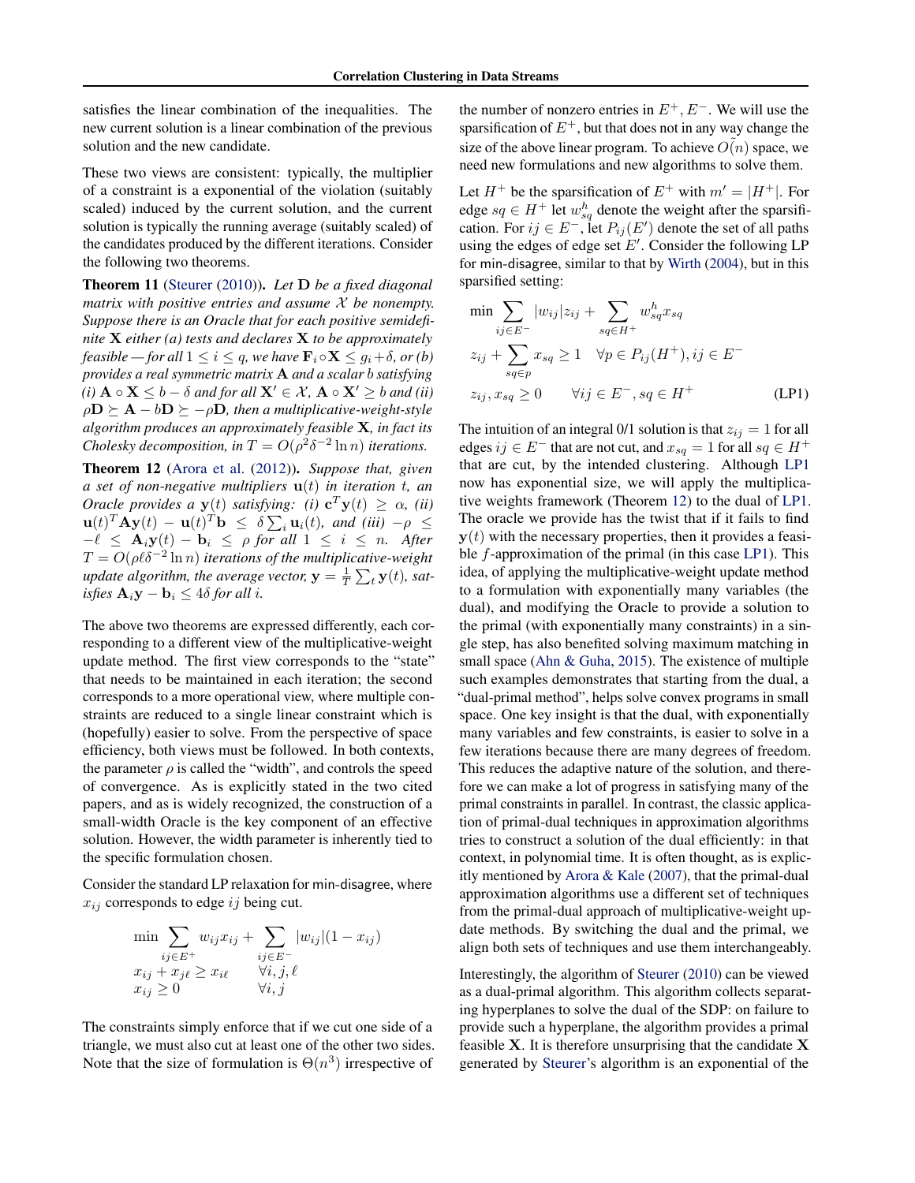satisfies the linear combination of the inequalities. The new current solution is a linear combination of the previous solution and the new candidate.

These two views are consistent: typically, the multiplier of a constraint is a exponential of the violation (suitably scaled) induced by the current solution, and the current solution is typically the running average (suitably scaled) of the candidates produced by the different iterations. Consider the following two theorems.

**Theorem 11** (Steurer (2010)). *Let $\mathbf{D}$ be a fixed diagonal matrix with positive entries and assume $\mathcal{X}$ be nonempty. Suppose there is an Oracle that for each positive semidefinite $\mathbf{X}$ either (a) tests and declares $\mathbf{X}$ to be approximately feasible — for all $1 \le i \le q$, we have $\mathbf{F}_i \circ \mathbf{X} \le g_i + \delta$, or (b) provides a real symmetric matrix $\mathbf{A}$ and a scalar $b$ satisfying (i) $\mathbf{A} \circ \mathbf{X} \le b - \delta$ and for all $\mathbf{X}' \in \mathcal{X}$, $\mathbf{A} \circ \mathbf{X}' \ge b$ and (ii) $\rho \mathbf{D} \succeq \mathbf{A} - b\mathbf{D} \succeq -\rho \mathbf{D}$, then a multiplicative-weight-style algorithm produces an approximately feasible $\mathbf{X}$, in fact its Cholesky decomposition, in $T = O(\rho^2 \delta^{-2} \ln n)$ iterations.*

**Theorem 12** (Arora et al. (2012)). *Suppose that, given a set of non-negative multipliers $\mathbf{u}(t)$ in iteration $t$, an Oracle provides a $\mathbf{y}(t)$ satisfying: (i) $\mathbf{c}^T \mathbf{y}(t) \ge \alpha$, (ii) $\mathbf{u}(t)^T \mathbf{A} \mathbf{y}(t) - \mathbf{u}(t)^T \mathbf{b} \le \delta \sum_i \mathbf{u}_i(t)$, and (iii) $-\rho \le -\ell \le \mathbf{A}_i \mathbf{y}(t) - \mathbf{b}_i \le \rho$ for all $1 \le i \le n$. After $T = O(\rho \ell \delta^{-2} \ln n)$ iterations of the multiplicative-weight update algorithm, the average vector, $\mathbf{y} = \frac{1}{T}\sum_t \mathbf{y}(t)$, satisfies $\mathbf{A}_i \mathbf{y} - \mathbf{b}_i \le 4\delta$ for all $i$.*

The above two theorems are expressed differently, each corresponding to a different view of the multiplicative-weight update method. The first view corresponds to the "state" that needs to be maintained in each iteration; the second corresponds to a more operational view, where multiple constraints are reduced to a single linear constraint which is (hopefully) easier to solve. From the perspective of space efficiency, both views must be followed. In both contexts, the parameter $\rho$ is called the "width", and controls the speed of convergence. As is explicitly stated in the two cited papers, and as is widely recognized, the construction of a small-width Oracle is the key component of an effective solution. However, the width parameter is inherently tied to the specific formulation chosen.

Consider the standard LP relaxation for min-disagree, where $x_{ij}$ corresponds to edge $ij$ being cut.

$$
\begin{aligned}
\min \sum_{ij \in E^+} w_{ij} x_{ij} &+ \sum_{ij \in E^-} |w_{ij}|(1 - x_{ij}) \\
x_{ij} + x_{j\ell} \ge x_{i\ell} & \qquad \forall i, j, \ell \\
x_{ij} \ge 0 & \qquad \forall i, j
\end{aligned}
$$

The constraints simply enforce that if we cut one side of a triangle, we must also cut at least one of the other two sides. Note that the size of formulation is $\Theta(n^3)$ irrespective of the number of nonzero entries in $E^+, E^-$. We will use the sparsification of $E^+$, but that does not in any way change the size of the above linear program. To achieve $\tilde{O}(n)$ space, we need new formulations and new algorithms to solve them.

Let $H^+$ be the sparsification of $E^+$ with $m' = |H^+|$. For edge $sq \in H^+$ let $w^h_{sq}$ denote the weight after the sparsification. For $ij \in E^-$, let $P_{ij}(E')$ denote the set of all paths using the edges of edge set $E'$. Consider the following LP for min-disagree, similar to that by Wirth (2004), but in this sparsified setting:

$$
\begin{aligned}
\min \sum_{ij \in E^-} |w_{ij}| z_{ij} &+ \sum_{sq \in H^+} w^h_{sq} x_{sq} \\
z_{ij} + \sum_{sq \in p} x_{sq} \ge 1 & \quad \forall p \in P_{ij}(H^+), ij \in E^- \\
z_{ij}, x_{sq} \ge 0 & \qquad \forall ij \in E^-, sq \in H^+ \qquad \text{(LP1)}
\end{aligned}
$$

The intuition of an integral 0/1 solution is that $z_{ij} = 1$ for all edges $ij \in E^-$ that are not cut, and $x_{sq} = 1$ for all $sq \in H^+$ that are cut, by the intended clustering. Although LP1 now has exponential size, we will apply the multiplicative weights framework (Theorem 12) to the dual of LP1. The oracle we provide has the twist that if it fails to find $\mathbf{y}(t)$ with the necessary properties, then it provides a feasible $f$-approximation of the primal (in this case LP1). This idea, of applying the multiplicative-weight update method to a formulation with exponentially many variables (the dual), and modifying the Oracle to provide a solution to the primal (with exponentially many constraints) in a single step, has also benefited solving maximum matching in small space (Ahn & Guha, 2015). The existence of multiple such examples demonstrates that starting from the dual, a "dual-primal method", helps solve convex programs in small space. One key insight is that the dual, with exponentially many variables and few constraints, is easier to solve in a few iterations because there are many degrees of freedom. This reduces the adaptive nature of the solution, and therefore we can make a lot of progress in satisfying many of the primal constraints in parallel. In contrast, the classic application of primal-dual techniques in approximation algorithms tries to construct a solution of the dual efficiently: in that context, in polynomial time. It is often thought, as is explicitly mentioned by Arora & Kale (2007), that the primal-dual approximation algorithms use a different set of techniques from the primal-dual approach of multiplicative-weight update methods. By switching the dual and the primal, we align both sets of techniques and use them interchangeably.

Interestingly, the algorithm of Steurer (2010) can be viewed as a dual-primal algorithm. This algorithm collects separating hyperplanes to solve the dual of the SDP: on failure to provide such a hyperplane, the algorithm provides a primal feasible $\mathbf{X}$. It is therefore unsurprising that the candidate $\mathbf{X}$ generated by Steurer's algorithm is an exponential of the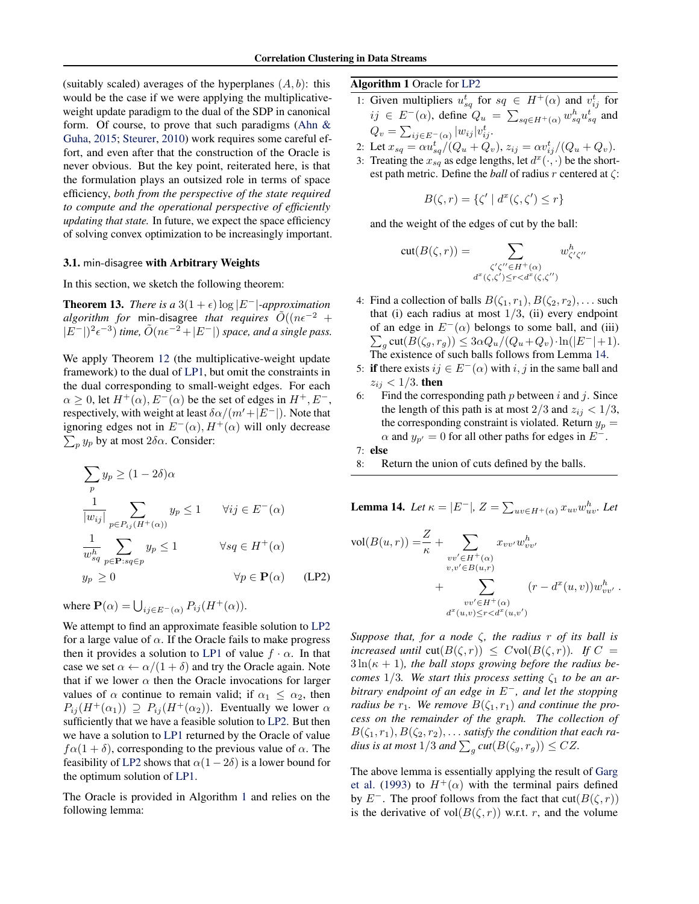(suitably scaled) averages of the hyperplanes $(A, b)$: this would be the case if we were applying the multiplicative-weight update paradigm to the dual of the SDP in canonical form. Of course, to prove that such paradigms (Ahn & Guha, 2015; Steurer, 2010) work requires some careful effort, and even after that the construction of the Oracle is never obvious. But the key point, reiterated here, is that the formulation plays an outsized role in terms of space efficiency, *both from the perspective of the state required to compute and the operational perspective of efficiently updating that state.* In future, we expect the space efficiency of solving convex optimization to be increasingly important.

### 3.1. min-disagree with Arbitrary Weights

In this section, we sketch the following theorem:

**Theorem 13.** *There is a $3(1+\epsilon)\log|E^-|$-approximation algorithm for* min-disagree *that requires $\tilde{O}((n\epsilon^{-2} + |E^-|)^2\epsilon^{-3})$ time, $\tilde{O}(n\epsilon^{-2} + |E^-|)$ space, and a single pass.*

We apply Theorem 12 (the multiplicative-weight update framework) to the dual of LP1, but omit the constraints in the dual corresponding to small-weight edges. For each $\alpha \geq 0$, let $H^+(\alpha), E^-(\alpha)$ be the set of edges in $H^+, E^-$, respectively, with weight at least $\delta\alpha/(m' + |E^-|)$. Note that ignoring edges not in $E^-(\alpha), H^+(\alpha)$ will only decrease $\sum_p y_p$ by at most $2\delta\alpha$. Consider:

$$
\begin{aligned}
&\sum_p y_p \geq (1-2\delta)\alpha \\
&\frac{1}{|w_{ij}|} \sum_{p \in P_{ij}(H^+(\alpha))} y_p \leq 1 \qquad \forall ij \in E^-(\alpha) \\
&\frac{1}{w^h_{sq}} \sum_{p \in \mathbf{P}: sq \in p} y_p \leq 1 \qquad \forall sq \in H^+(\alpha) \\
&y_p \geq 0 \qquad \forall p \in \mathbf{P}(\alpha) \qquad \text{(LP2)}
\end{aligned}
$$

where $\mathbf{P}(\alpha) = \bigcup_{ij \in E^-(\alpha)} P_{ij}(H^+(\alpha))$.

We attempt to find an approximate feasible solution to LP2 for a large value of $\alpha$. If the Oracle fails to make progress then it provides a solution to LP1 of value $f \cdot \alpha$. In that case we set $\alpha \leftarrow \alpha/(1+\delta)$ and try the Oracle again. Note that if we lower $\alpha$ then the Oracle invocations for larger values of $\alpha$ continue to remain valid; if $\alpha_1 \leq \alpha_2$, then $P_{ij}(H^+(\alpha_1)) \supseteq P_{ij}(H^+(\alpha_2))$. Eventually we lower $\alpha$ sufficiently that we have a feasible solution to LP2. But then we have a solution to LP1 returned by the Oracle of value $f\alpha(1+\delta)$, corresponding to the previous value of $\alpha$. The feasibility of LP2 shows that $\alpha(1-2\delta)$ is a lower bound for the optimum solution of LP1.

The Oracle is provided in Algorithm 1 and relies on the following lemma:

**Algorithm 1** Oracle for LP2

1. Given multipliers $u^t_{sq}$ for $sq \in H^+(\alpha)$ and $v^t_{ij}$ for $ij \in E^-(\alpha)$, define $Q_u = \sum_{sq \in H^+(\alpha)} w^h_{sq} u^t_{sq}$ and $Q_v = \sum_{ij \in E^-(\alpha)} |w_{ij}| v^t_{ij}$.
2. Let $x_{sq} = \alpha u^t_{sq}/(Q_u + Q_v)$, $z_{ij} = \alpha v^t_{ij}/(Q_u + Q_v)$.
3. Treating the $x_{sq}$ as edge lengths, let $d^x(\cdot, \cdot)$ be the shortest path metric. Define the *ball* of radius $r$ centered at $\zeta$:
$$B(\zeta, r) = \{\zeta' \mid d^x(\zeta, \zeta') \leq r\}$$
and the weight of the edges of cut by the ball:
$$\text{cut}(B(\zeta, r)) = \sum_{\substack{\zeta'\zeta'' \in H^+(\alpha) \\ d^x(\zeta,\zeta') \leq r < d^x(\zeta,\zeta'')}} w^h_{\zeta'\zeta''}$$
4. Find a collection of balls $B(\zeta_1, r_1), B(\zeta_2, r_2), \ldots$ such that (i) each radius at most $1/3$, (ii) every endpoint of an edge in $E^-(\alpha)$ belongs to some ball, and (iii) $\sum_g \text{cut}(B(\zeta_g, r_g)) \leq 3\alpha Q_u/(Q_u + Q_v) \cdot \ln(|E^-| + 1)$. The existence of such balls follows from Lemma 14.
5. **if** there exists $ij \in E^-(\alpha)$ with $i, j$ in the same ball and $z_{ij} < 1/3$. **then**
6. Find the corresponding path $p$ between $i$ and $j$. Since the length of this path is at most $2/3$ and $z_{ij} < 1/3$, the corresponding constraint is violated. Return $y_p = \alpha$ and $y_{p'} = 0$ for all other paths for edges in $E^-$.
7. **else**
8. Return the union of cuts defined by the balls.

**Lemma 14.** *Let $\kappa = |E^-|$, $Z = \sum_{uv \in H^+(\alpha)} x_{uv} w^h_{uv}$. Let*

$$
\begin{aligned}
\text{vol}(B(u, r)) = &\frac{Z}{\kappa} + \sum_{\substack{vv' \in H^+(\alpha) \\ v, v' \in B(u,r)}} x_{vv'} w^h_{vv'} \\
&+ \sum_{\substack{vv' \in H^+(\alpha) \\ d^x(u,v) \leq r < d^x(u,v')}} (r - d^x(u,v)) w^h_{vv'} \,.
\end{aligned}
$$

*Suppose that, for a node $\zeta$, the radius $r$ of its ball is increased until $\text{cut}(B(\zeta, r)) \leq C\text{vol}(B(\zeta, r))$. If $C = 3\ln(\kappa + 1)$, the ball stops growing before the radius becomes $1/3$. We start this process setting $\zeta_1$ to be an arbitrary endpoint of an edge in $E^-$, and let the stopping radius be $r_1$. We remove $B(\zeta_1, r_1)$ and continue the process on the remainder of the graph. The collection of $B(\zeta_1, r_1), B(\zeta_2, r_2), \ldots$ satisfy the condition that each radius is at most $1/3$ and $\sum_g \text{cut}(B(\zeta_g, r_g)) \leq CZ$.*

The above lemma is essentially applying the result of Garg et al. (1993) to $H^+(\alpha)$ with the terminal pairs defined by $E^-$. The proof follows from the fact that $\text{cut}(B(\zeta, r))$ is the derivative of $\text{vol}(B(\zeta, r))$ w.r.t. $r$, and the volume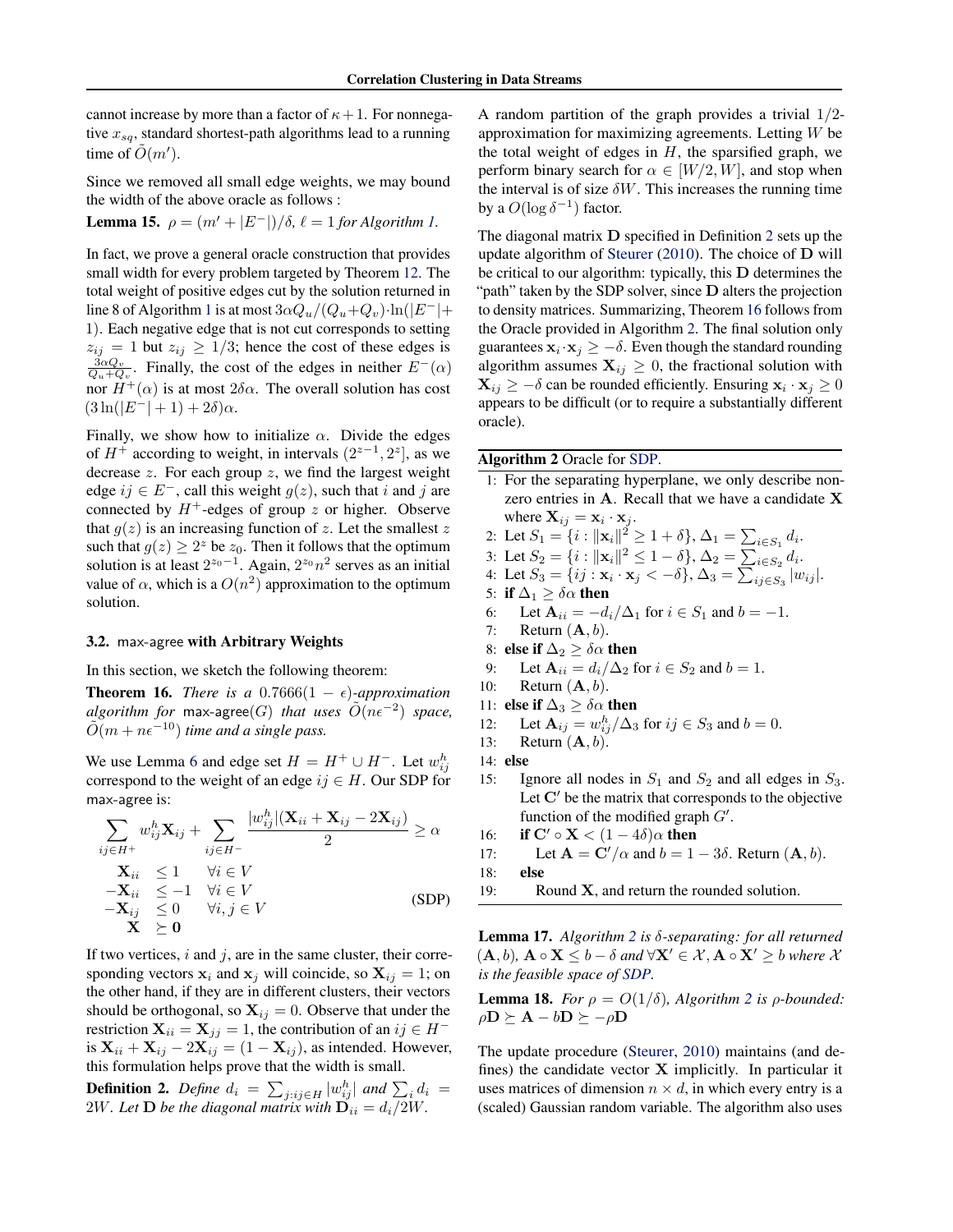cannot increase by more than a factor of $\kappa + 1$. For nonnegative $x_{sq}$, standard shortest-path algorithms lead to a running time of $\tilde{O}(m')$.

Since we removed all small edge weights, we may bound the width of the above oracle as follows :

**Lemma 15.** *$\rho = (m' + |E^-|)/\delta$, $\ell = 1$ for Algorithm 1.*

In fact, we prove a general oracle construction that provides small width for every problem targeted by Theorem 12. The total weight of positive edges cut by the solution returned in line 8 of Algorithm 1 is at most $3\alpha Q_u/(Q_u+Q_v) \cdot \ln(|E^-|+1)$. Each negative edge that is not cut corresponds to setting $z_{ij} = 1$ but $z_{ij} \geq 1/3$; hence the cost of these edges is $\frac{3\alpha Q_v}{Q_u+Q_v}$. Finally, the cost of the edges in neither $E^-(\alpha)$ nor $H^+(\alpha)$ is at most $2\delta\alpha$. The overall solution has cost $(3\ln(|E^-|+1) + 2\delta)\alpha$.

Finally, we show how to initialize $\alpha$. Divide the edges of $H^+$ according to weight, in intervals $(2^{z-1}, 2^z]$, as we decrease $z$. For each group $z$, we find the largest weight edge $ij \in E^-$, call this weight $g(z)$, such that $i$ and $j$ are connected by $H^+$-edges of group $z$ or higher. Observe that $g(z)$ is an increasing function of $z$. Let the smallest $z$ such that $g(z) \geq 2^z$ be $z_0$. Then it follows that the optimum solution is at least $2^{z_0-1}$. Again, $2^{z_0}n^2$ serves as an initial value of $\alpha$, which is a $O(n^2)$ approximation to the optimum solution.

### 3.2. max-agree with Arbitrary Weights

In this section, we sketch the following theorem:

**Theorem 16.** *There is a $0.7666(1-\epsilon)$-approximation algorithm for max-agree$(G)$ that uses $\tilde{O}(n\epsilon^{-2})$ space, $\tilde{O}(m + n\epsilon^{-10})$ time and a single pass.*

We use Lemma 6 and edge set $H = H^+ \cup H^-$. Let $w^h_{ij}$ correspond to the weight of an edge $ij \in H$. Our SDP for max-agree is:

$$\sum_{ij \in H^+} w^h_{ij}\mathbf{X}_{ij} + \sum_{ij \in H^-} \frac{|w^h_{ij}|(\mathbf{X}_{ii} + \mathbf{X}_{ij} - 2\mathbf{X}_{ij})}{2} \geq \alpha$$
$$\begin{aligned} \mathbf{X}_{ii} &\leq 1 \quad &\forall i \in V \\ -\mathbf{X}_{ii} &\leq -1 \quad &\forall i \in V \\ -\mathbf{X}_{ij} &\leq 0 \quad &\forall i,j \in V \\ \mathbf{X} &\succeq \mathbf{0} \end{aligned} \tag{SDP}$$

If two vertices, $i$ and $j$, are in the same cluster, their corresponding vectors $\mathbf{x}_i$ and $\mathbf{x}_j$ will coincide, so $\mathbf{X}_{ij} = 1$; on the other hand, if they are in different clusters, their vectors should be orthogonal, so $\mathbf{X}_{ij} = 0$. Observe that under the restriction $\mathbf{X}_{ii} = \mathbf{X}_{jj} = 1$, the contribution of an $ij \in H^-$ is $\mathbf{X}_{ii} + \mathbf{X}_{ij} - 2\mathbf{X}_{ij} = (1 - \mathbf{X}_{ij})$, as intended. However, this formulation helps prove that the width is small.

**Definition 2.** *Define $d_i = \sum_{j:ij \in H} |w^h_{ij}|$ and $\sum_i d_i = 2W$. Let $\mathbf{D}$ be the diagonal matrix with $\mathbf{D}_{ii} = d_i/2W$.*

A random partition of the graph provides a trivial $1/2$-approximation for maximizing agreements. Letting $W$ be the total weight of edges in $H$, the sparsified graph, we perform binary search for $\alpha \in [W/2, W]$, and stop when the interval is of size $\delta W$. This increases the running time by a $O(\log \delta^{-1})$ factor.

The diagonal matrix $\mathbf{D}$ specified in Definition 2 sets up the update algorithm of Steurer (2010). The choice of $\mathbf{D}$ will be critical to our algorithm: typically, this $\mathbf{D}$ determines the "path" taken by the SDP solver, since $\mathbf{D}$ alters the projection to density matrices. Summarizing, Theorem 16 follows from the Oracle provided in Algorithm 2. The final solution only guarantees $\mathbf{x}_i \cdot \mathbf{x}_j \geq -\delta$. Even though the standard rounding algorithm assumes $\mathbf{X}_{ij} \geq 0$, the fractional solution with $\mathbf{X}_{ij} \geq -\delta$ can be rounded efficiently. Ensuring $\mathbf{x}_i \cdot \mathbf{x}_j \geq 0$ appears to be difficult (or to require a substantially different oracle).

**Algorithm 2** Oracle for SDP.

1: For the separating hyperplane, we only describe non-zero entries in $\mathbf{A}$. Recall that we have a candidate $\mathbf{X}$ where $\mathbf{X}_{ij} = \mathbf{x}_i \cdot \mathbf{x}_j$.
2: Let $S_1 = \{i : \|\mathbf{x}_i\|^2 \geq 1 + \delta\}$, $\Delta_1 = \sum_{i \in S_1} d_i$.
3: Let $S_2 = \{i : \|\mathbf{x}_i\|^2 \leq 1 - \delta\}$, $\Delta_2 = \sum_{i \in S_2} d_i$.
4: Let $S_3 = \{ij : \mathbf{x}_i \cdot \mathbf{x}_j < -\delta\}$, $\Delta_3 = \sum_{ij \in S_3} |w_{ij}|$.
5: **if** $\Delta_1 \geq \delta\alpha$ **then**
6: &nbsp;&nbsp;&nbsp;&nbsp;Let $\mathbf{A}_{ii} = -d_i/\Delta_1$ for $i \in S_1$ and $b = -1$.
7: &nbsp;&nbsp;&nbsp;&nbsp;Return $(\mathbf{A}, b)$.
8: **else if** $\Delta_2 \geq \delta\alpha$ **then**
9: &nbsp;&nbsp;&nbsp;&nbsp;Let $\mathbf{A}_{ii} = d_i/\Delta_2$ for $i \in S_2$ and $b = 1$.
10: &nbsp;&nbsp;&nbsp;&nbsp;Return $(\mathbf{A}, b)$.
11: **else if** $\Delta_3 \geq \delta\alpha$ **then**
12: &nbsp;&nbsp;&nbsp;&nbsp;Let $\mathbf{A}_{ij} = w^h_{ij}/\Delta_3$ for $ij \in S_3$ and $b = 0$.
13: &nbsp;&nbsp;&nbsp;&nbsp;Return $(\mathbf{A}, b)$.
14: **else**
15: &nbsp;&nbsp;&nbsp;&nbsp;Ignore all nodes in $S_1$ and $S_2$ and all edges in $S_3$. Let $\mathbf{C}'$ be the matrix that corresponds to the objective function of the modified graph $G'$.
16: &nbsp;&nbsp;&nbsp;&nbsp;**if** $\mathbf{C}' \circ \mathbf{X} < (1 - 4\delta)\alpha$ **then**
17: &nbsp;&nbsp;&nbsp;&nbsp;&nbsp;&nbsp;&nbsp;&nbsp;Let $\mathbf{A} = \mathbf{C}'/\alpha$ and $b = 1 - 3\delta$. Return $(\mathbf{A}, b)$.
18: &nbsp;&nbsp;&nbsp;&nbsp;**else**
19: &nbsp;&nbsp;&nbsp;&nbsp;&nbsp;&nbsp;&nbsp;&nbsp;Round $\mathbf{X}$, and return the rounded solution.

**Lemma 17.** *Algorithm 2 is $\delta$-separating: for all returned $(\mathbf{A}, b)$, $\mathbf{A} \circ \mathbf{X} \leq b - \delta$ and $\forall \mathbf{X}' \in \mathcal{X}, \mathbf{A} \circ \mathbf{X}' \geq b$ where $\mathcal{X}$ is the feasible space of SDP.*

**Lemma 18.** *For $\rho = O(1/\delta)$, Algorithm 2 is $\rho$-bounded: $\rho\mathbf{D} \succeq \mathbf{A} - b\mathbf{D} \succeq -\rho\mathbf{D}$*

The update procedure (Steurer, 2010) maintains (and defines) the candidate vector $\mathbf{X}$ implicitly. In particular it uses matrices of dimension $n \times d$, in which every entry is a (scaled) Gaussian random variable. The algorithm also uses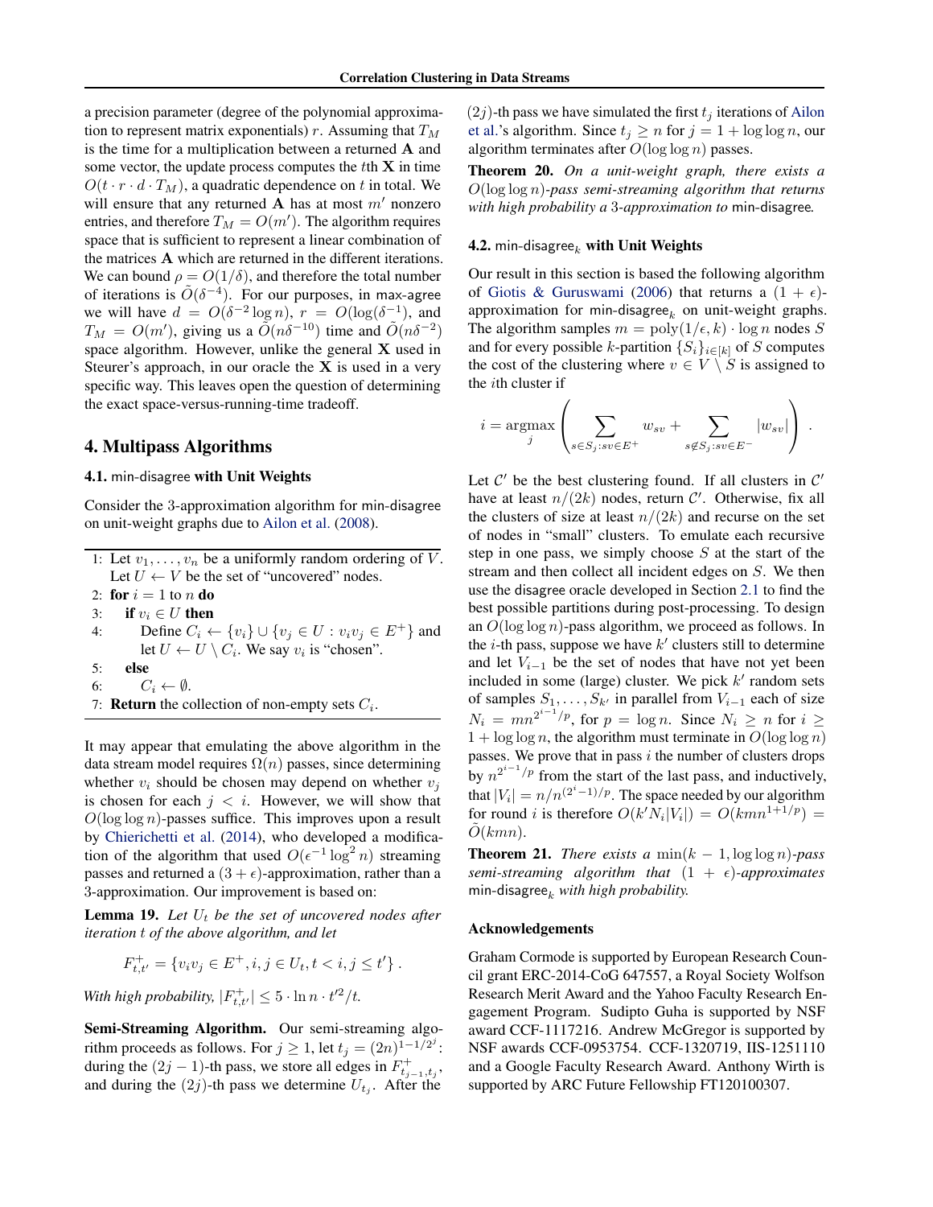a precision parameter (degree of the polynomial approximation to represent matrix exponentials) $r$. Assuming that $T_M$ is the time for a multiplication between a returned $\mathbf{A}$ and some vector, the update process computes the $t$th $\mathbf{X}$ in time $O(t \cdot r \cdot d \cdot T_M)$, a quadratic dependence on $t$ in total. We will ensure that any returned $\mathbf{A}$ has at most $m'$ nonzero entries, and therefore $T_M = O(m')$. The algorithm requires space that is sufficient to represent a linear combination of the matrices $\mathbf{A}$ which are returned in the different iterations. We can bound $\rho = O(1/\delta)$, and therefore the total number of iterations is $\tilde{O}(\delta^{-4})$. For our purposes, in max-agree we will have $d = O(\delta^{-2} \log n)$, $r = O(\log(\delta^{-1})$, and $T_M = O(m')$, giving us a $\tilde{O}(n\delta^{-10})$ time and $\tilde{O}(n\delta^{-2})$ space algorithm. However, unlike the general $\mathbf{X}$ used in Steurer's approach, in our oracle the $\mathbf{X}$ is used in a very specific way. This leaves open the question of determining the exact space-versus-running-time tradeoff.

## 4. Multipass Algorithms

### 4.1. min-disagree with Unit Weights

Consider the 3-approximation algorithm for min-disagree on unit-weight graphs due to Ailon et al. (2008).

```
1: Let v_1, ..., v_n be a uniformly random ordering of V.
   Let U ← V be the set of "uncovered" nodes.
2: for i = 1 to n do
3:    if v_i ∈ U then
4:       Define C_i ← {v_i} ∪ {v_j ∈ U : v_i v_j ∈ E^+} and
         let U ← U \ C_i. We say v_i is "chosen".
5:    else
6:       C_i ← ∅.
7: Return the collection of non-empty sets C_i.
```

It may appear that emulating the above algorithm in the data stream model requires $\Omega(n)$ passes, since determining whether $v_i$ should be chosen may depend on whether $v_j$ is chosen for each $j < i$. However, we will show that $O(\log \log n)$-passes suffice. This improves upon a result by Chierichetti et al. (2014), who developed a modification of the algorithm that used $O(\epsilon^{-1} \log^2 n)$ streaming passes and returned a $(3 + \epsilon)$-approximation, rather than a 3-approximation. Our improvement is based on:

**Lemma 19.** *Let $U_t$ be the set of uncovered nodes after iteration $t$ of the above algorithm, and let*

$$F^+_{t,t'} = \{v_i v_j \in E^+, i, j \in U_t, t < i, j \leq t'\} .$$

*With high probability, $|F^+_{t,t'}| \leq 5 \cdot \ln n \cdot t'^2/t$.*

**Semi-Streaming Algorithm.** Our semi-streaming algorithm proceeds as follows. For $j \geq 1$, let $t_j = (2n)^{1-1/2^j}$: during the $(2j-1)$-th pass, we store all edges in $F^+_{t_{j-1},t_j}$, and during the $(2j)$-th pass we determine $U_{t_j}$. After the $(2j)$-th pass we have simulated the first $t_j$ iterations of Ailon et al.'s algorithm. Since $t_j \geq n$ for $j = 1 + \log \log n$, our algorithm terminates after $O(\log \log n)$ passes.

**Theorem 20.** *On a unit-weight graph, there exists a $O(\log \log n)$-pass semi-streaming algorithm that returns with high probability a 3-approximation to* min-disagree*.*

### 4.2. min-disagree$_k$ with Unit Weights

Our result in this section is based the following algorithm of Giotis & Guruswami (2006) that returns a $(1+\epsilon)$-approximation for min-disagree$_k$ on unit-weight graphs. The algorithm samples $m = \text{poly}(1/\epsilon, k) \cdot \log n$ nodes $S$ and for every possible $k$-partition $\{S_i\}_{i \in [k]}$ of $S$ computes the cost of the clustering where $v \in V \setminus S$ is assigned to the $i$th cluster if

$$i = \underset{j}{\text{argmax}} \left( \sum_{s \in S_j : sv \in E^+} w_{sv} + \sum_{s \notin S_j : sv \in E^-} |w_{sv}| \right) .$$

Let $\mathcal{C}'$ be the best clustering found. If all clusters in $\mathcal{C}'$ have at least $n/(2k)$ nodes, return $\mathcal{C}'$. Otherwise, fix all the clusters of size at least $n/(2k)$ and recurse on the set of nodes in "small" clusters. To emulate each recursive step in one pass, we simply choose $S$ at the start of the stream and then collect all incident edges on $S$. We then use the disagree oracle developed in Section 2.1 to find the best possible partitions during post-processing. To design an $O(\log \log n)$-pass algorithm, we proceed as follows. In the $i$-th pass, suppose we have $k'$ clusters still to determine and let $V_{i-1}$ be the set of nodes that have not yet been included in some (large) cluster. We pick $k'$ random sets of samples $S_1, \ldots, S_{k'}$ in parallel from $V_{i-1}$ each of size $N_i = mn^{2^{i-1}/p}$, for $p = \log n$. Since $N_i \geq n$ for $i \geq 1 + \log \log n$, the algorithm must terminate in $O(\log \log n)$ passes. We prove that in pass $i$ the number of clusters drops by $n^{2^{i-1}/p}$ from the start of the last pass, and inductively, that $|V_i| = n/n^{(2^i-1)/p}$. The space needed by our algorithm for round $i$ is therefore $O(k' N_i |V_i|) = O(kmn^{1+1/p}) = \tilde{O}(kmn)$.

**Theorem 21.** *There exists a $\min(k-1, \log \log n)$-pass semi-streaming algorithm that $(1+\epsilon)$-approximates* min-disagree$_k$ *with high probability.*

### Acknowledgements

Graham Cormode is supported by European Research Council grant ERC-2014-CoG 647557, a Royal Society Wolfson Research Merit Award and the Yahoo Faculty Research Engagement Program. Sudipto Guha is supported by NSF award CCF-1117216. Andrew McGregor is supported by NSF awards CCF-0953754. CCF-1320719, IIS-1251110 and a Google Faculty Research Award. Anthony Wirth is supported by ARC Future Fellowship FT120100307.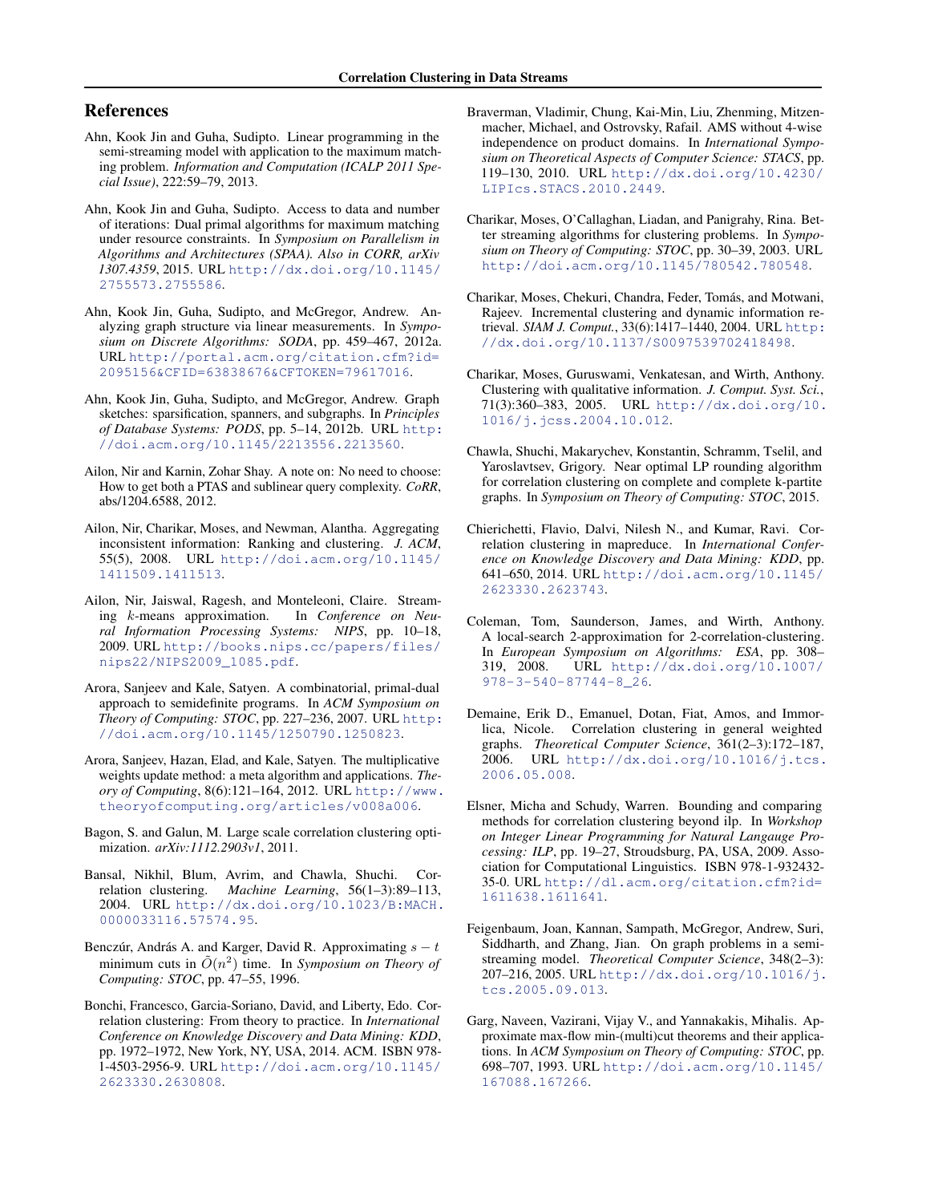# References

Ahn, Kook Jin and Guha, Sudipto. Linear programming in the semi-streaming model with application to the maximum matching problem. *Information and Computation (ICALP 2011 Special Issue)*, 222:59–79, 2013.

Ahn, Kook Jin and Guha, Sudipto. Access to data and number of iterations: Dual primal algorithms for maximum matching under resource constraints. In *Symposium on Parallelism in Algorithms and Architectures (SPAA). Also in CORR, arXiv 1307.4359*, 2015. URL http://dx.doi.org/10.1145/2755573.2755586.

Ahn, Kook Jin, Guha, Sudipto, and McGregor, Andrew. Analyzing graph structure via linear measurements. In *Symposium on Discrete Algorithms: SODA*, pp. 459–467, 2012a. URL http://portal.acm.org/citation.cfm?id=2095156&CFID=63838676&CFTOKEN=79617016.

Ahn, Kook Jin, Guha, Sudipto, and McGregor, Andrew. Graph sketches: sparsification, spanners, and subgraphs. In *Principles of Database Systems: PODS*, pp. 5–14, 2012b. URL http://doi.acm.org/10.1145/2213556.2213560.

Ailon, Nir and Karnin, Zohar Shay. A note on: No need to choose: How to get both a PTAS and sublinear query complexity. *CoRR*, abs/1204.6588, 2012.

Ailon, Nir, Charikar, Moses, and Newman, Alantha. Aggregating inconsistent information: Ranking and clustering. *J. ACM*, 55(5), 2008. URL http://doi.acm.org/10.1145/1411509.1411513.

Ailon, Nir, Jaiswal, Ragesh, and Monteleoni, Claire. Streaming $k$-means approximation. In *Conference on Neural Information Processing Systems: NIPS*, pp. 10–18, 2009. URL http://books.nips.cc/papers/files/nips22/NIPS2009_1085.pdf.

Arora, Sanjeev and Kale, Satyen. A combinatorial, primal-dual approach to semidefinite programs. In *ACM Symposium on Theory of Computing: STOC*, pp. 227–236, 2007. URL http://doi.acm.org/10.1145/1250790.1250823.

Arora, Sanjeev, Hazan, Elad, and Kale, Satyen. The multiplicative weights update method: a meta algorithm and applications. *Theory of Computing*, 8(6):121–164, 2012. URL http://www.theoryofcomputing.org/articles/v008a006.

Bagon, S. and Galun, M. Large scale correlation clustering optimization. *arXiv:1112.2903v1*, 2011.

Bansal, Nikhil, Blum, Avrim, and Chawla, Shuchi. Correlation clustering. *Machine Learning*, 56(1–3):89–113, 2004. URL http://dx.doi.org/10.1023/B:MACH.0000033116.57574.95.

Benczúr, András A. and Karger, David R. Approximating $s-t$ minimum cuts in $\tilde{O}(n^2)$ time. In *Symposium on Theory of Computing: STOC*, pp. 47–55, 1996.

Bonchi, Francesco, Garcia-Soriano, David, and Liberty, Edo. Correlation clustering: From theory to practice. In *International Conference on Knowledge Discovery and Data Mining: KDD*, pp. 1972–1972, New York, NY, USA, 2014. ACM. ISBN 978-1-4503-2956-9. URL http://doi.acm.org/10.1145/2623330.2630808.

Braverman, Vladimir, Chung, Kai-Min, Liu, Zhenming, Mitzenmacher, Michael, and Ostrovsky, Rafail. AMS without 4-wise independence on product domains. In *International Symposium on Theoretical Aspects of Computer Science: STACS*, pp. 119–130, 2010. URL http://dx.doi.org/10.4230/LIPIcs.STACS.2010.2449.

Charikar, Moses, O'Callaghan, Liadan, and Panigrahy, Rina. Better streaming algorithms for clustering problems. In *Symposium on Theory of Computing: STOC*, pp. 30–39, 2003. URL http://doi.acm.org/10.1145/780542.780548.

Charikar, Moses, Chekuri, Chandra, Feder, Tomás, and Motwani, Rajeev. Incremental clustering and dynamic information retrieval. *SIAM J. Comput.*, 33(6):1417–1440, 2004. URL http://dx.doi.org/10.1137/S0097539702418498.

Charikar, Moses, Guruswami, Venkatesan, and Wirth, Anthony. Clustering with qualitative information. *J. Comput. Syst. Sci.*, 71(3):360–383, 2005. URL http://dx.doi.org/10.1016/j.jcss.2004.10.012.

Chawla, Shuchi, Makarychev, Konstantin, Schramm, Tselil, and Yaroslavtsev, Grigory. Near optimal LP rounding algorithm for correlation clustering on complete and complete k-partite graphs. In *Symposium on Theory of Computing: STOC*, 2015.

Chierichetti, Flavio, Dalvi, Nilesh N., and Kumar, Ravi. Correlation clustering in mapreduce. In *International Conference on Knowledge Discovery and Data Mining: KDD*, pp. 641–650, 2014. URL http://doi.acm.org/10.1145/2623330.2623743.

Coleman, Tom, Saunderson, James, and Wirth, Anthony. A local-search 2-approximation for 2-correlation-clustering. In *European Symposium on Algorithms: ESA*, pp. 308–319, 2008. URL http://dx.doi.org/10.1007/978-3-540-87744-8_26.

Demaine, Erik D., Emanuel, Dotan, Fiat, Amos, and Immorlica, Nicole. Correlation clustering in general weighted graphs. *Theoretical Computer Science*, 361(2–3):172–187, 2006. URL http://dx.doi.org/10.1016/j.tcs.2006.05.008.

Elsner, Micha and Schudy, Warren. Bounding and comparing methods for correlation clustering beyond ilp. In *Workshop on Integer Linear Programming for Natural Langauge Processing: ILP*, pp. 19–27, Stroudsburg, PA, USA, 2009. Association for Computational Linguistics. ISBN 978-1-932432-35-0. URL http://dl.acm.org/citation.cfm?id=1611638.1611641.

Feigenbaum, Joan, Kannan, Sampath, McGregor, Andrew, Suri, Siddharth, and Zhang, Jian. On graph problems in a semi-streaming model. *Theoretical Computer Science*, 348(2–3):207–216, 2005. URL http://dx.doi.org/10.1016/j.tcs.2005.09.013.

Garg, Naveen, Vazirani, Vijay V., and Yannakakis, Mihalis. Approximate max-flow min-(multi)cut theorems and their applications. In *ACM Symposium on Theory of Computing: STOC*, pp. 698–707, 1993. URL http://doi.acm.org/10.1145/167088.167266.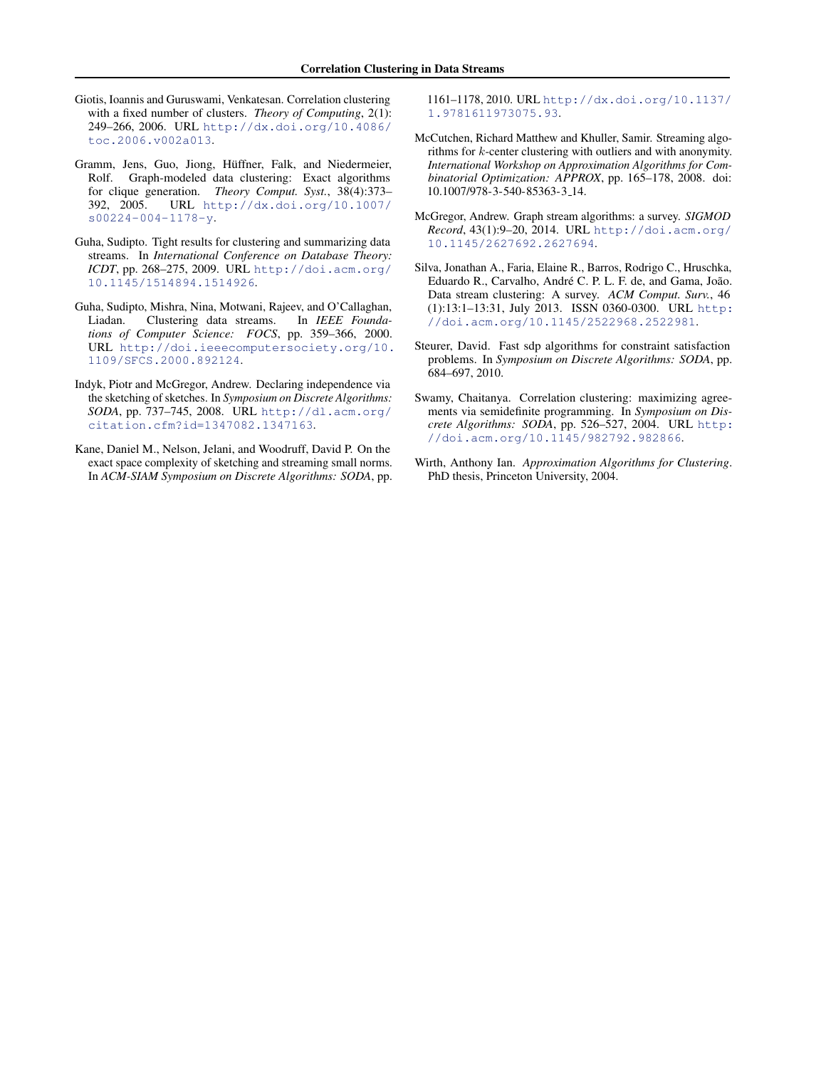Giotis, Ioannis and Guruswami, Venkatesan. Correlation clustering with a fixed number of clusters. *Theory of Computing*, 2(1): 249–266, 2006. URL http://dx.doi.org/10.4086/toc.2006.v002a013.

Gramm, Jens, Guo, Jiong, Hüffner, Falk, and Niedermeier, Rolf. Graph-modeled data clustering: Exact algorithms for clique generation. *Theory Comput. Syst.*, 38(4):373–392, 2005. URL http://dx.doi.org/10.1007/s00224-004-1178-y.

Guha, Sudipto. Tight results for clustering and summarizing data streams. In *International Conference on Database Theory: ICDT*, pp. 268–275, 2009. URL http://doi.acm.org/10.1145/1514894.1514926.

Guha, Sudipto, Mishra, Nina, Motwani, Rajeev, and O'Callaghan, Liadan. Clustering data streams. In *IEEE Foundations of Computer Science: FOCS*, pp. 359–366, 2000. URL http://doi.ieeecomputersociety.org/10.1109/SFCS.2000.892124.

Indyk, Piotr and McGregor, Andrew. Declaring independence via the sketching of sketches. In *Symposium on Discrete Algorithms: SODA*, pp. 737–745, 2008. URL http://dl.acm.org/citation.cfm?id=1347082.1347163.

Kane, Daniel M., Nelson, Jelani, and Woodruff, David P. On the exact space complexity of sketching and streaming small norms. In *ACM-SIAM Symposium on Discrete Algorithms: SODA*, pp. 1161–1178, 2010. URL http://dx.doi.org/10.1137/1.9781611973075.93.

McCutchen, Richard Matthew and Khuller, Samir. Streaming algorithms for $k$-center clustering with outliers and with anonymity. *International Workshop on Approximation Algorithms for Combinatorial Optimization: APPROX*, pp. 165–178, 2008. doi: 10.1007/978-3-540-85363-3_14.

McGregor, Andrew. Graph stream algorithms: a survey. *SIGMOD Record*, 43(1):9–20, 2014. URL http://doi.acm.org/10.1145/2627692.2627694.

Silva, Jonathan A., Faria, Elaine R., Barros, Rodrigo C., Hruschka, Eduardo R., Carvalho, André C. P. L. F. de, and Gama, João. Data stream clustering: A survey. *ACM Comput. Surv.*, 46 (1):13:1–13:31, July 2013. ISSN 0360-0300. URL http://doi.acm.org/10.1145/2522968.2522981.

Steurer, David. Fast sdp algorithms for constraint satisfaction problems. In *Symposium on Discrete Algorithms: SODA*, pp. 684–697, 2010.

Swamy, Chaitanya. Correlation clustering: maximizing agreements via semidefinite programming. In *Symposium on Discrete Algorithms: SODA*, pp. 526–527, 2004. URL http://doi.acm.org/10.1145/982792.982866.

Wirth, Anthony Ian. *Approximation Algorithms for Clustering*. PhD thesis, Princeton University, 2004.